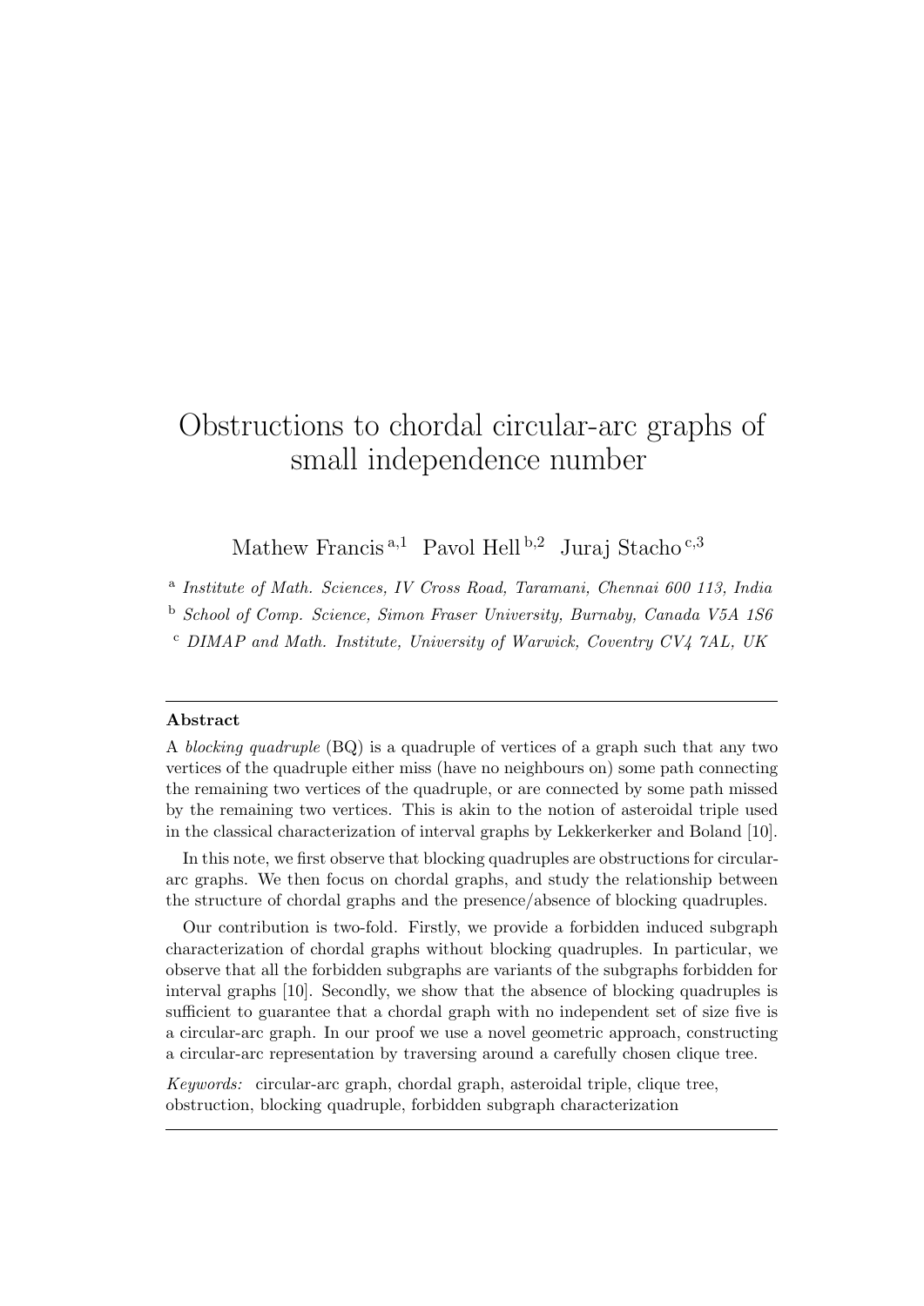# Obstructions to chordal circular-arc graphs of small independence number

Mathew Francis [a,1] Pavol Hell [b,2] Juraj Stacho [c,3]

[a] *Institute of Math. Sciences, IV Cross Road, Taramani, Chennai 600 113, India*

[b] *School of Comp. Science, Simon Fraser University, Burnaby, Canada V5A 1S6*

[c] *DIMAP and Math. Institute, University of Warwick, Coventry CV4 7AL, UK*

---

**Abstract**

A *blocking quadruple* (BQ) is a quadruple of vertices of a graph such that any two vertices of the quadruple either miss (have no neighbours on) some path connecting the remaining two vertices of the quadruple, or are connected by some path missed by the remaining two vertices. This is akin to the notion of asteroidal triple used in the classical characterization of interval graphs by Lekkerkerker and Boland [10].

In this note, we first observe that blocking quadruples are obstructions for circular-arc graphs. We then focus on chordal graphs, and study the relationship between the structure of chordal graphs and the presence/absence of blocking quadruples.

Our contribution is two-fold. Firstly, we provide a forbidden induced subgraph characterization of chordal graphs without blocking quadruples. In particular, we observe that all the forbidden subgraphs are variants of the subgraphs forbidden for interval graphs [10]. Secondly, we show that the absence of blocking quadruples is sufficient to guarantee that a chordal graph with no independent set of size five is a circular-arc graph. In our proof we use a novel geometric approach, constructing a circular-arc representation by traversing around a carefully chosen clique tree.

*Keywords:* circular-arc graph, chordal graph, asteroidal triple, clique tree, obstruction, blocking quadruple, forbidden subgraph characterization

---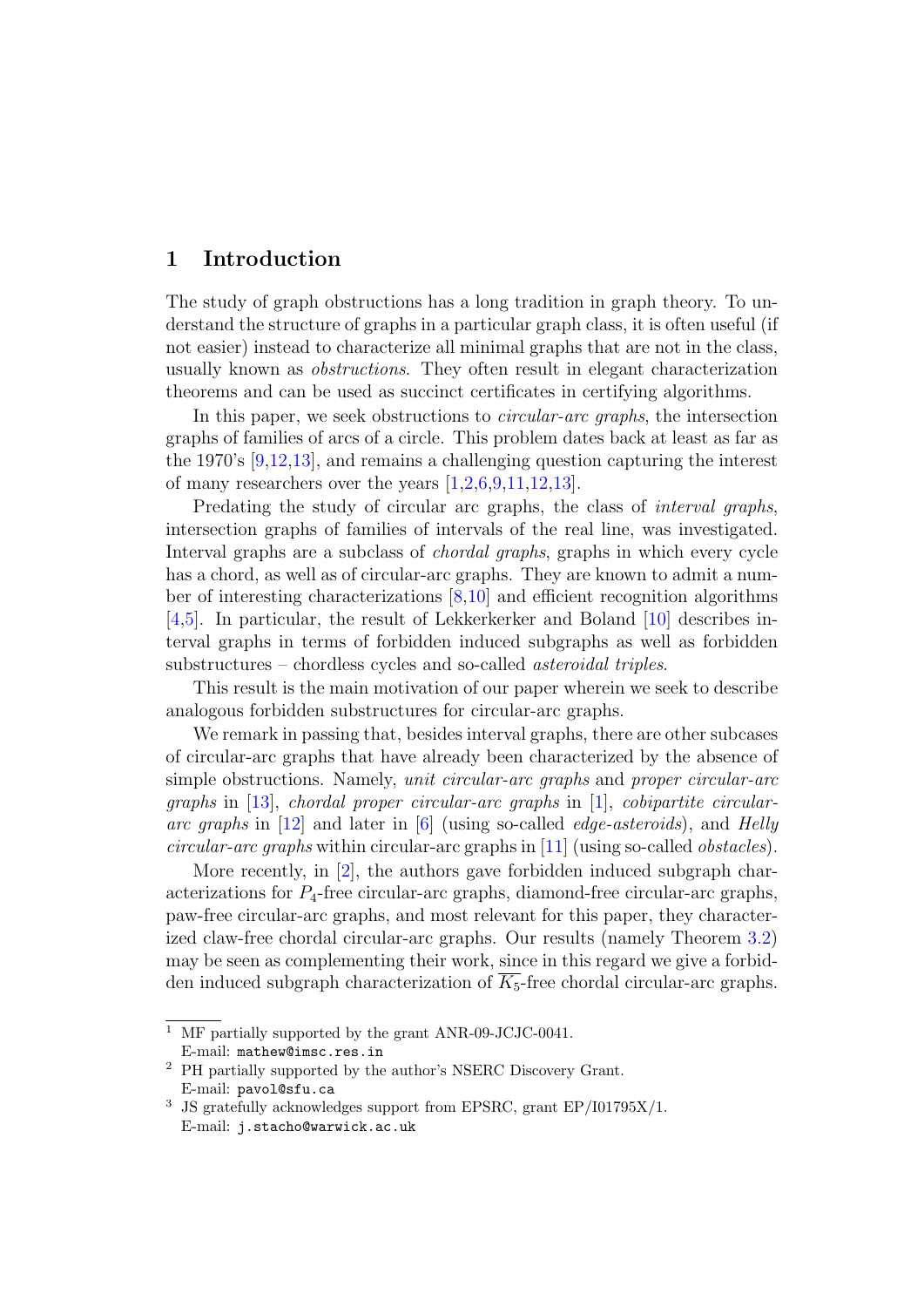## 1 Introduction

The study of graph obstructions has a long tradition in graph theory. To understand the structure of graphs in a particular graph class, it is often useful (if not easier) instead to characterize all minimal graphs that are not in the class, usually known as *obstructions*. They often result in elegant characterization theorems and can be used as succinct certificates in certifying algorithms.

In this paper, we seek obstructions to *circular-arc graphs*, the intersection graphs of families of arcs of a circle. This problem dates back at least as far as the 1970's [9,12,13], and remains a challenging question capturing the interest of many researchers over the years [1,2,6,9,11,12,13].

Predating the study of circular arc graphs, the class of *interval graphs*, intersection graphs of families of intervals of the real line, was investigated. Interval graphs are a subclass of *chordal graphs*, graphs in which every cycle has a chord, as well as of circular-arc graphs. They are known to admit a number of interesting characterizations [8,10] and efficient recognition algorithms [4,5]. In particular, the result of Lekkerkerker and Boland [10] describes interval graphs in terms of forbidden induced subgraphs as well as forbidden substructures – chordless cycles and so-called *asteroidal triples*.

This result is the main motivation of our paper wherein we seek to describe analogous forbidden substructures for circular-arc graphs.

We remark in passing that, besides interval graphs, there are other subcases of circular-arc graphs that have already been characterized by the absence of simple obstructions. Namely, *unit circular-arc graphs* and *proper circular-arc graphs* in [13], *chordal proper circular-arc graphs* in [1], *cobipartite circular-arc graphs* in [12] and later in [6] (using so-called *edge-asteroids*), and *Helly circular-arc graphs* within circular-arc graphs in [11] (using so-called *obstacles*).

More recently, in [2], the authors gave forbidden induced subgraph characterizations for $P_4$-free circular-arc graphs, diamond-free circular-arc graphs, paw-free circular-arc graphs, and most relevant for this paper, they characterized claw-free chordal circular-arc graphs. Our results (namely Theorem 3.2) may be seen as complementing their work, since in this regard we give a forbidden induced subgraph characterization of $\overline{K_5}$-free chordal circular-arc graphs.

[1] MF partially supported by the grant ANR-09-JCJC-0041.
E-mail: `mathew@imsc.res.in`

[2] PH partially supported by the author's NSERC Discovery Grant.
E-mail: `pavol@sfu.ca`

[3] JS gratefully acknowledges support from EPSRC, grant EP/I01795X/1.
E-mail: `j.stacho@warwick.ac.uk`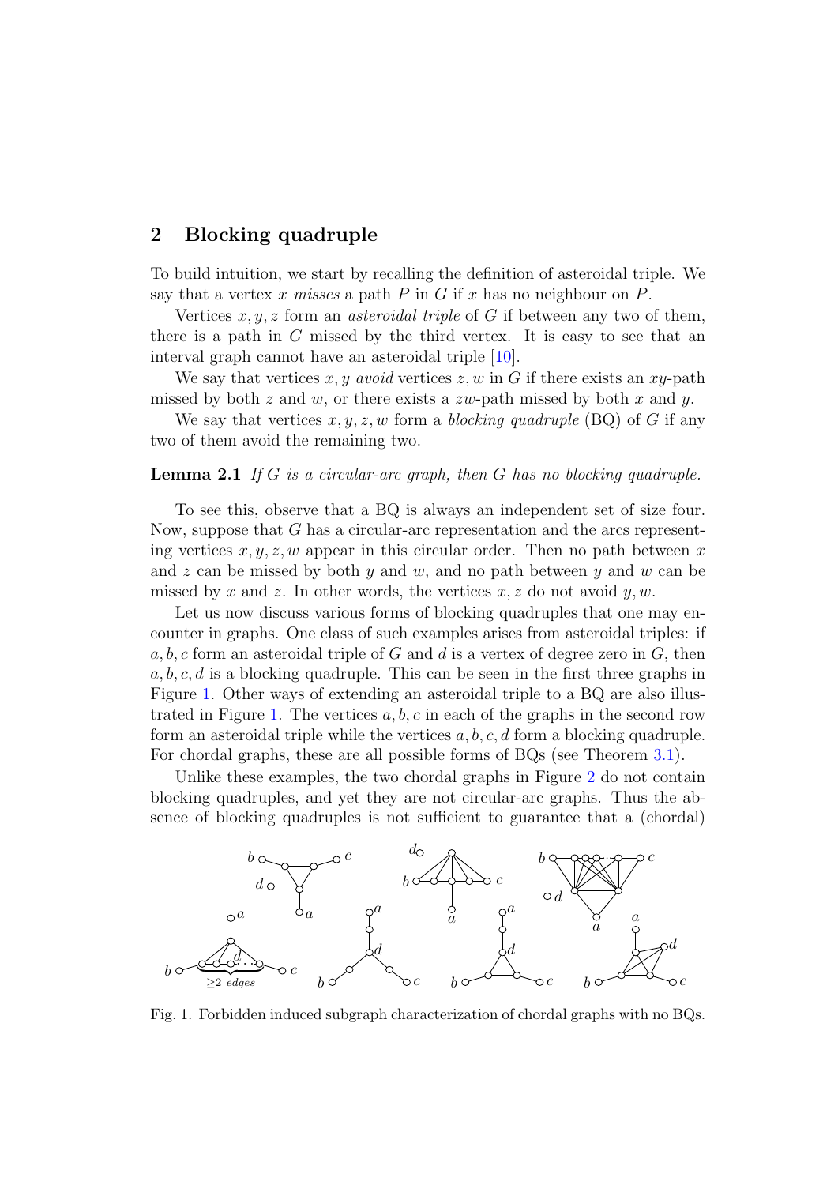## 2 Blocking quadruple

To build intuition, we start by recalling the definition of asteroidal triple. We say that a vertex $x$ *misses* a path $P$ in $G$ if $x$ has no neighbour on $P$.

Vertices $x, y, z$ form an *asteroidal triple* of $G$ if between any two of them, there is a path in $G$ missed by the third vertex. It is easy to see that an interval graph cannot have an asteroidal triple [10].

We say that vertices $x, y$ *avoid* vertices $z, w$ in $G$ if there exists an $xy$-path missed by both $z$ and $w$, or there exists a $zw$-path missed by both $x$ and $y$.

We say that vertices $x, y, z, w$ form a *blocking quadruple* (BQ) of $G$ if any two of them avoid the remaining two.

**Lemma 2.1** *If $G$ is a circular-arc graph, then $G$ has no blocking quadruple.*

To see this, observe that a BQ is always an independent set of size four. Now, suppose that $G$ has a circular-arc representation and the arcs representing vertices $x, y, z, w$ appear in this circular order. Then no path between $x$ and $z$ can be missed by both $y$ and $w$, and no path between $y$ and $w$ can be missed by $x$ and $z$. In other words, the vertices $x, z$ do not avoid $y, w$.

Let us now discuss various forms of blocking quadruples that one may encounter in graphs. One class of such examples arises from asteroidal triples: if $a, b, c$ form an asteroidal triple of $G$ and $d$ is a vertex of degree zero in $G$, then $a, b, c, d$ is a blocking quadruple. This can be seen in the first three graphs in Figure 1. Other ways of extending an asteroidal triple to a BQ are also illustrated in Figure 1. The vertices $a, b, c$ in each of the graphs in the second row form an asteroidal triple while the vertices $a, b, c, d$ form a blocking quadruple. For chordal graphs, these are all possible forms of BQs (see Theorem 3.1).

Unlike these examples, the two chordal graphs in Figure 2 do not contain blocking quadruples, and yet they are not circular-arc graphs. Thus the absence of blocking quadruples is not sufficient to guarantee that a (chordal)

Fig. 1. Forbidden induced subgraph characterization of chordal graphs with no BQs.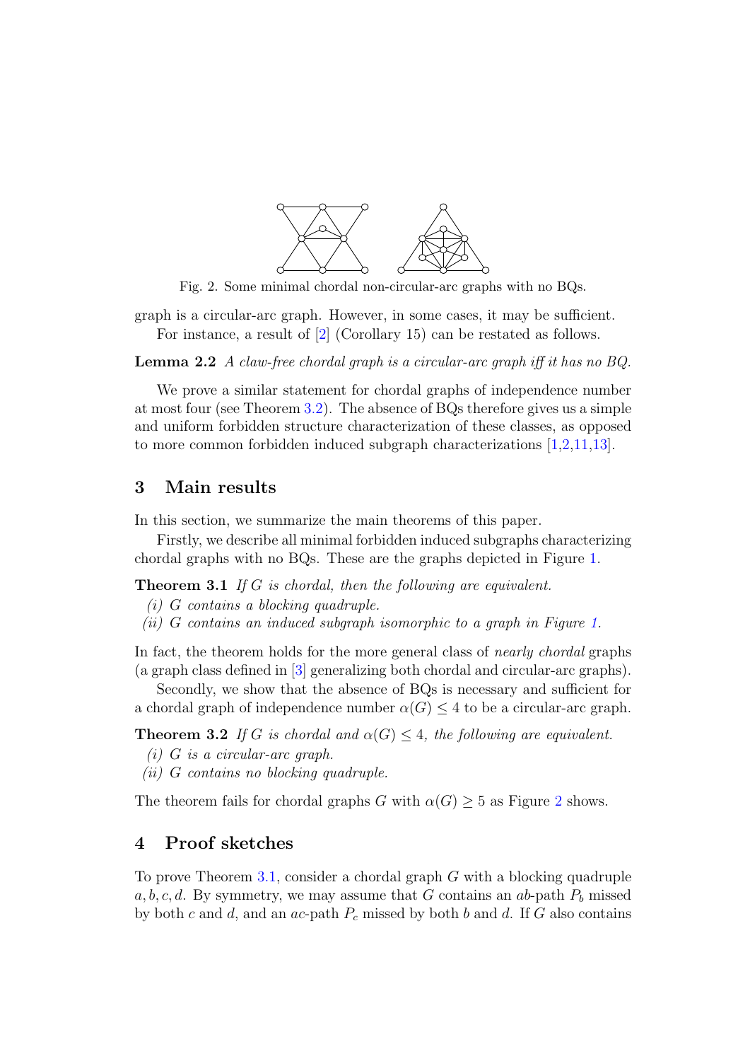Fig. 2. Some minimal chordal non-circular-arc graphs with no BQs.

graph is a circular-arc graph. However, in some cases, it may be sufficient.

For instance, a result of [2] (Corollary 15) can be restated as follows.

**Lemma 2.2** *A claw-free chordal graph is a circular-arc graph iff it has no BQ.*

We prove a similar statement for chordal graphs of independence number at most four (see Theorem 3.2). The absence of BQs therefore gives us a simple and uniform forbidden structure characterization of these classes, as opposed to more common forbidden induced subgraph characterizations [1,2,11,13].

## 3 Main results

In this section, we summarize the main theorems of this paper.

Firstly, we describe all minimal forbidden induced subgraphs characterizing chordal graphs with no BQs. These are the graphs depicted in Figure 1.

**Theorem 3.1** *If $G$ is chordal, then the following are equivalent.*
*(i) $G$ contains a blocking quadruple.*
*(ii) $G$ contains an induced subgraph isomorphic to a graph in Figure 1.*

In fact, the theorem holds for the more general class of *nearly chordal* graphs (a graph class defined in [3] generalizing both chordal and circular-arc graphs).

Secondly, we show that the absence of BQs is necessary and sufficient for a chordal graph of independence number $\alpha(G) \leq 4$ to be a circular-arc graph.

**Theorem 3.2** *If $G$ is chordal and $\alpha(G) \leq 4$, the following are equivalent.*
*(i) $G$ is a circular-arc graph.*
*(ii) $G$ contains no blocking quadruple.*

The theorem fails for chordal graphs $G$ with $\alpha(G) \geq 5$ as Figure 2 shows.

## 4 Proof sketches

To prove Theorem 3.1, consider a chordal graph $G$ with a blocking quadruple $a, b, c, d$. By symmetry, we may assume that $G$ contains an $ab$-path $P_b$ missed by both $c$ and $d$, and an $ac$-path $P_c$ missed by both $b$ and $d$. If $G$ also contains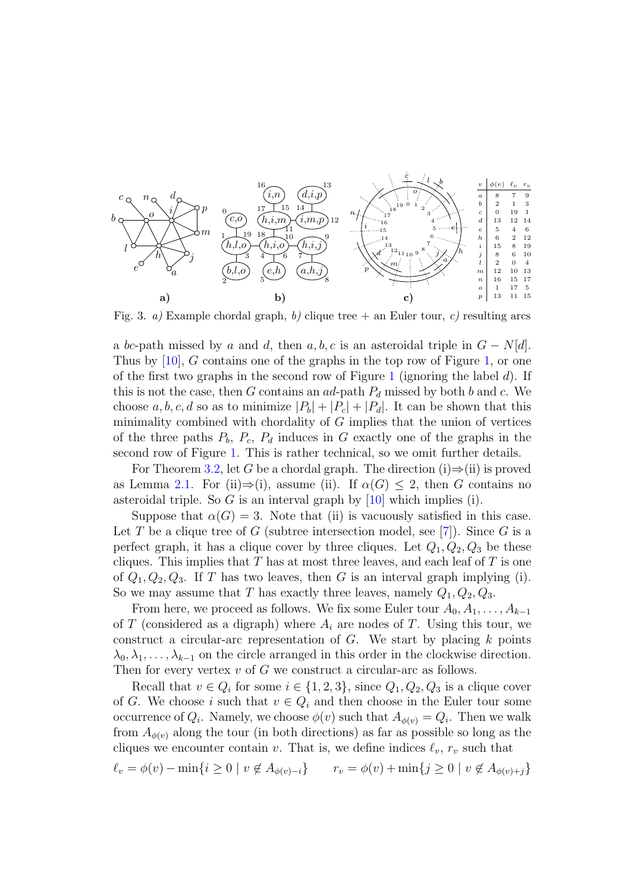| $v$ | $\phi(v)$ | $\ell_v$ | $r_v$ |
|---|---|---|---|
| $a$ | 8 | 7 | 9 |
| $b$ | 2 | 1 | 3 |
| $c$ | 0 | 19 | 1 |
| $d$ | 13 | 12 | 14 |
| $e$ | 5 | 4 | 6 |
| $h$ | 6 | 2 | 12 |
| $i$ | 15 | 8 | 19 |
| $j$ | 8 | 6 | 10 |
| $l$ | 2 | 0 | 4 |
| $m$ | 12 | 10 | 13 |
| $n$ | 16 | 15 | 17 |
| $o$ | 1 | 17 | 5 |
| $p$ | 13 | 11 | 15 |

Fig. 3. *a)* Example chordal graph, *b)* clique tree + an Euler tour, *c)* resulting arcs

a $bc$-path missed by $a$ and $d$, then $a, b, c$ is an asteroidal triple in $G - N[d]$. Thus by [10], $G$ contains one of the graphs in the top row of Figure 1, or one of the first two graphs in the second row of Figure 1 (ignoring the label $d$). If this is not the case, then $G$ contains an $ad$-path $P_d$ missed by both $b$ and $c$. We choose $a, b, c, d$ so as to minimize $|P_b| + |P_c| + |P_d|$. It can be shown that this minimality combined with chordality of $G$ implies that the union of vertices of the three paths $P_b$, $P_c$, $P_d$ induces in $G$ exactly one of the graphs in the second row of Figure 1. This is rather technical, so we omit further details.

For Theorem 3.2, let $G$ be a chordal graph. The direction (i)⇒(ii) is proved as Lemma 2.1. For (ii)⇒(i), assume (ii). If $\alpha(G) \leq 2$, then $G$ contains no asteroidal triple. So $G$ is an interval graph by [10] which implies (i).

Suppose that $\alpha(G) = 3$. Note that (ii) is vacuously satisfied in this case. Let $T$ be a clique tree of $G$ (subtree intersection model, see [7]). Since $G$ is a perfect graph, it has a clique cover by three cliques. Let $Q_1, Q_2, Q_3$ be these cliques. This implies that $T$ has at most three leaves, and each leaf of $T$ is one of $Q_1, Q_2, Q_3$. If $T$ has two leaves, then $G$ is an interval graph implying (i). So we may assume that $T$ has exactly three leaves, namely $Q_1, Q_2, Q_3$.

From here, we proceed as follows. We fix some Euler tour $A_0, A_1, \ldots, A_{k-1}$ of $T$ (considered as a digraph) where $A_i$ are nodes of $T$. Using this tour, we construct a circular-arc representation of $G$. We start by placing $k$ points $\lambda_0, \lambda_1, \ldots, \lambda_{k-1}$ on the circle arranged in this order in the clockwise direction. Then for every vertex $v$ of $G$ we construct a circular-arc as follows.

Recall that $v \in Q_i$ for some $i \in \{1, 2, 3\}$, since $Q_1, Q_2, Q_3$ is a clique cover of $G$. We choose $i$ such that $v \in Q_i$ and then choose in the Euler tour some occurrence of $Q_i$. Namely, we choose $\phi(v)$ such that $A_{\phi(v)} = Q_i$. Then we walk from $A_{\phi(v)}$ along the tour (in both directions) as far as possible so long as the cliques we encounter contain $v$. That is, we define indices $\ell_v$, $r_v$ such that

$$\ell_v = \phi(v) - \min\{i \geq 0 \mid v \notin A_{\phi(v)-i}\} \qquad r_v = \phi(v) + \min\{j \geq 0 \mid v \notin A_{\phi(v)+j}\}$$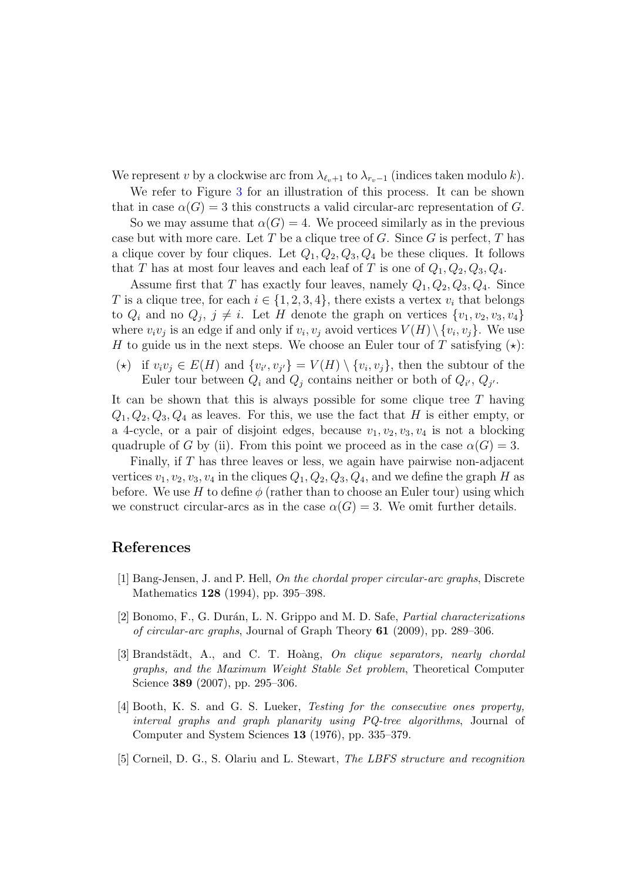We represent $v$ by a clockwise arc from $\lambda_{\ell_v+1}$ to $\lambda_{r_v-1}$ (indices taken modulo $k$).

We refer to Figure 3 for an illustration of this process. It can be shown that in case $\alpha(G) = 3$ this constructs a valid circular-arc representation of $G$.

So we may assume that $\alpha(G) = 4$. We proceed similarly as in the previous case but with more care. Let $T$ be a clique tree of $G$. Since $G$ is perfect, $T$ has a clique cover by four cliques. Let $Q_1, Q_2, Q_3, Q_4$ be these cliques. It follows that $T$ has at most four leaves and each leaf of $T$ is one of $Q_1, Q_2, Q_3, Q_4$.

Assume first that $T$ has exactly four leaves, namely $Q_1, Q_2, Q_3, Q_4$. Since $T$ is a clique tree, for each $i \in \{1, 2, 3, 4\}$, there exists a vertex $v_i$ that belongs to $Q_i$ and no $Q_j$, $j \neq i$. Let $H$ denote the graph on vertices $\{v_1, v_2, v_3, v_4\}$ where $v_i v_j$ is an edge if and only if $v_i, v_j$ avoid vertices $V(H) \setminus \{v_i, v_j\}$. We use $H$ to guide us in the next steps. We choose an Euler tour of $T$ satisfying ($\star$):

($\star$) if $v_i v_j \in E(H)$ and $\{v_{i'}, v_{j'}\} = V(H) \setminus \{v_i, v_j\}$, then the subtour of the Euler tour between $Q_i$ and $Q_j$ contains neither or both of $Q_{i'}$, $Q_{j'}$.

It can be shown that this is always possible for some clique tree $T$ having $Q_1, Q_2, Q_3, Q_4$ as leaves. For this, we use the fact that $H$ is either empty, or a 4-cycle, or a pair of disjoint edges, because $v_1, v_2, v_3, v_4$ is not a blocking quadruple of $G$ by (ii). From this point we proceed as in the case $\alpha(G) = 3$.

Finally, if $T$ has three leaves or less, we again have pairwise non-adjacent vertices $v_1, v_2, v_3, v_4$ in the cliques $Q_1, Q_2, Q_3, Q_4$, and we define the graph $H$ as before. We use $H$ to define $\phi$ (rather than to choose an Euler tour) using which we construct circular-arcs as in the case $\alpha(G) = 3$. We omit further details.

## References

[1] Bang-Jensen, J. and P. Hell, *On the chordal proper circular-arc graphs*, Discrete Mathematics **128** (1994), pp. 395–398.

[2] Bonomo, F., G. Durán, L. N. Grippo and M. D. Safe, *Partial characterizations of circular-arc graphs*, Journal of Graph Theory **61** (2009), pp. 289–306.

[3] Brandstädt, A., and C. T. Hoàng, *On clique separators, nearly chordal graphs, and the Maximum Weight Stable Set problem*, Theoretical Computer Science **389** (2007), pp. 295–306.

[4] Booth, K. S. and G. S. Lueker, *Testing for the consecutive ones property, interval graphs and graph planarity using PQ-tree algorithms*, Journal of Computer and System Sciences **13** (1976), pp. 335–379.

[5] Corneil, D. G., S. Olariu and L. Stewart, *The LBFS structure and recognition*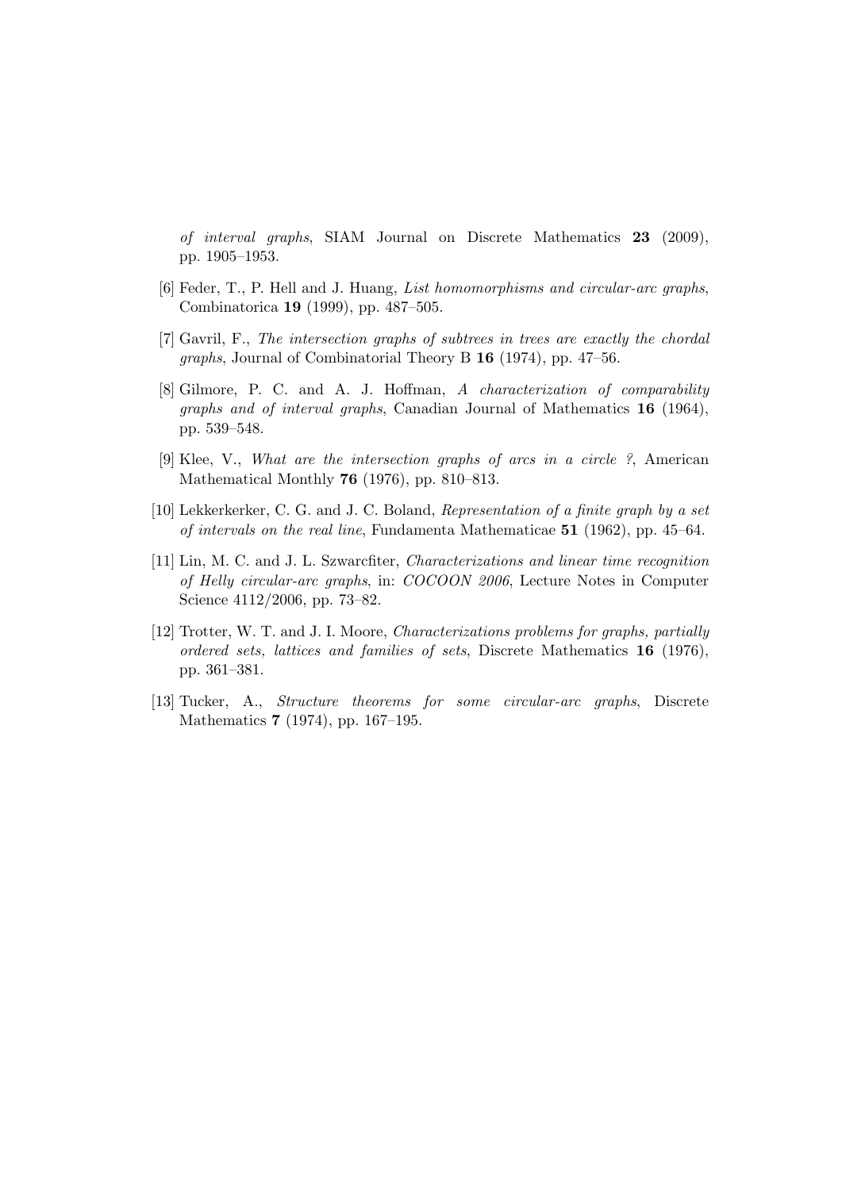*of interval graphs*, SIAM Journal on Discrete Mathematics **23** (2009), pp. 1905–1953.

[6] Feder, T., P. Hell and J. Huang, *List homomorphisms and circular-arc graphs*, Combinatorica **19** (1999), pp. 487–505.

[7] Gavril, F., *The intersection graphs of subtrees in trees are exactly the chordal graphs*, Journal of Combinatorial Theory B **16** (1974), pp. 47–56.

[8] Gilmore, P. C. and A. J. Hoffman, *A characterization of comparability graphs and of interval graphs*, Canadian Journal of Mathematics **16** (1964), pp. 539–548.

[9] Klee, V., *What are the intersection graphs of arcs in a circle ?*, American Mathematical Monthly **76** (1976), pp. 810–813.

[10] Lekkerkerker, C. G. and J. C. Boland, *Representation of a finite graph by a set of intervals on the real line*, Fundamenta Mathematicae **51** (1962), pp. 45–64.

[11] Lin, M. C. and J. L. Szwarcfiter, *Characterizations and linear time recognition of Helly circular-arc graphs*, in: *COCOON 2006*, Lecture Notes in Computer Science 4112/2006, pp. 73–82.

[12] Trotter, W. T. and J. I. Moore, *Characterizations problems for graphs, partially ordered sets, lattices and families of sets*, Discrete Mathematics **16** (1976), pp. 361–381.

[13] Tucker, A., *Structure theorems for some circular-arc graphs*, Discrete Mathematics **7** (1974), pp. 167–195.